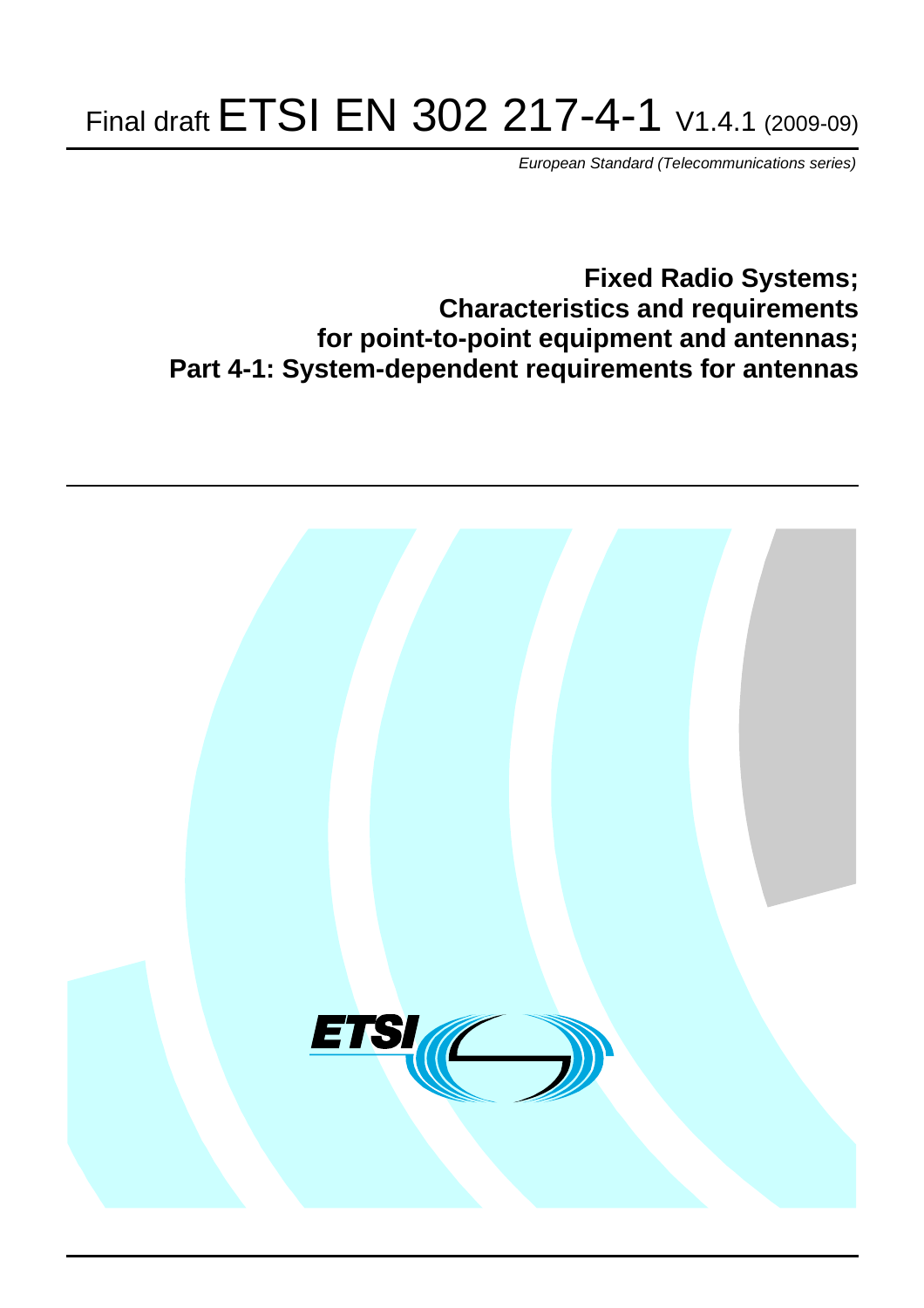# Final draft ETSI EN 302 217-4-1 V1.4.1 (2009-09)

*European Standard (Telecommunications series)*

## Fixed Radio Systems; Characteristics and requirements for point-to-point equipment and antennas; Part 4-1: System-dependent requirements for antennas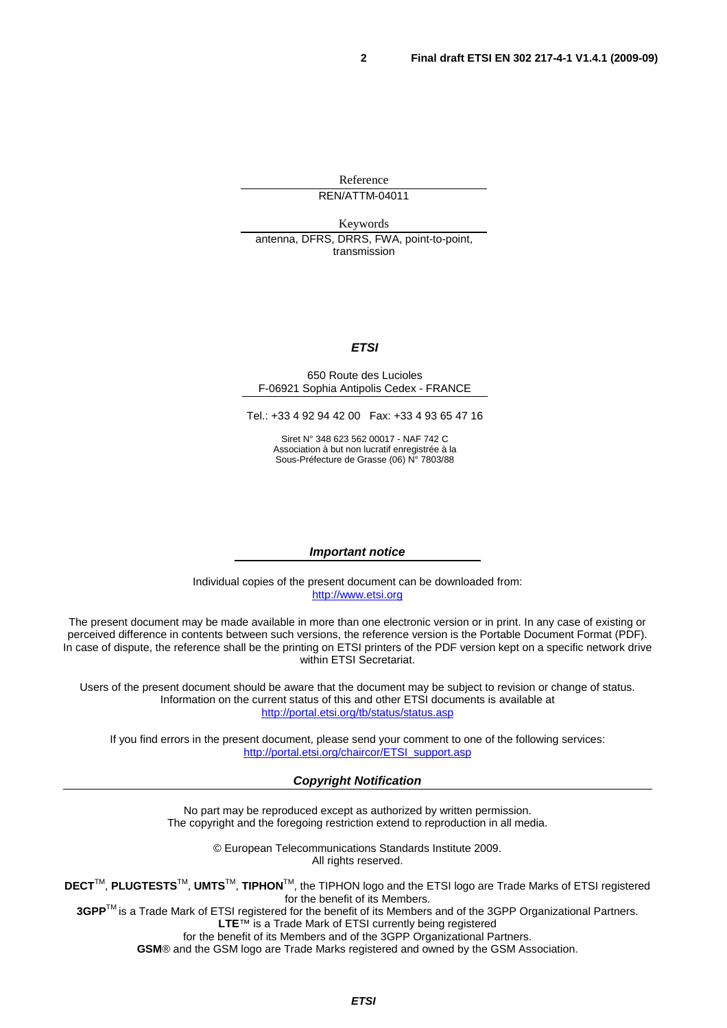Reference

REN/ATTM-04011

Keywords

antenna, DFRS, DRRS, FWA, point-to-point, transmission

***ETSI***

650 Route des Lucioles
F-06921 Sophia Antipolis Cedex - FRANCE

Tel.: +33 4 92 94 42 00 Fax: +33 4 93 65 47 16

Siret N° 348 623 562 00017 - NAF 742 C
Association à but non lucratif enregistrée à la
Sous-Préfecture de Grasse (06) N° 7803/88

***Important notice***

Individual copies of the present document can be downloaded from:
http://www.etsi.org

The present document may be made available in more than one electronic version or in print. In any case of existing or perceived difference in contents between such versions, the reference version is the Portable Document Format (PDF). In case of dispute, the reference shall be the printing on ETSI printers of the PDF version kept on a specific network drive within ETSI Secretariat.

Users of the present document should be aware that the document may be subject to revision or change of status. Information on the current status of this and other ETSI documents is available at
http://portal.etsi.org/tb/status/status.asp

If you find errors in the present document, please send your comment to one of the following services:
http://portal.etsi.org/chaircor/ETSI_support.asp

***Copyright Notification***

No part may be reproduced except as authorized by written permission.
The copyright and the foregoing restriction extend to reproduction in all media.

© European Telecommunications Standards Institute 2009.
All rights reserved.

**DECT**™, **PLUGTESTS**™, **UMTS**™, **TIPHON**™, the TIPHON logo and the ETSI logo are Trade Marks of ETSI registered for the benefit of its Members.
**3GPP**™ is a Trade Mark of ETSI registered for the benefit of its Members and of the 3GPP Organizational Partners.
**LTE**™ is a Trade Mark of ETSI currently being registered
for the benefit of its Members and of the 3GPP Organizational Partners.
**GSM**® and the GSM logo are Trade Marks registered and owned by the GSM Association.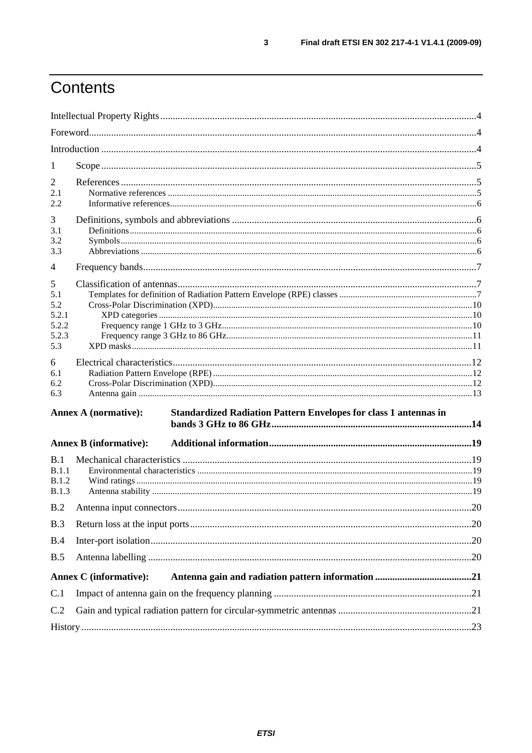# Contents

Intellectual Property Rights ....................................................................................................................... 4

Foreword ..................................................................................................................................................... 4

Introduction ................................................................................................................................................ 4

1 Scope ....................................................................................................................................................... 5

2 References .............................................................................................................................................. 5
2.1 Normative references ............................................................................................................................ 5
2.2 Informative references ......................................................................................................................... 6

3 Definitions, symbols and abbreviations ................................................................................................ 6
3.1 Definitions ............................................................................................................................................ 6
3.2 Symbols ................................................................................................................................................ 6
3.3 Abbreviations ....................................................................................................................................... 6

4 Frequency bands ..................................................................................................................................... 7

5 Classification of antennas ....................................................................................................................... 7
5.1 Templates for definition of Radiation Pattern Envelope (RPE) classes ............................................ 7
5.2 Cross-Polar Discrimination (XPD) ..................................................................................................... 10
5.2.1 XPD categories ................................................................................................................................. 10
5.2.2 Frequency range 1 GHz to 3 GHz ................................................................................................... 10
5.2.3 Frequency range 3 GHz to 86 GHz ................................................................................................. 11
5.3 XPD masks .......................................................................................................................................... 11

6 Electrical characteristics ........................................................................................................................ 12
6.1 Radiation Pattern Envelope (RPE) ..................................................................................................... 12
6.2 Cross-Polar Discrimination (XPD) ..................................................................................................... 12
6.3 Antenna gain ....................................................................................................................................... 13

**Annex A (normative): Standardized Radiation Pattern Envelopes for class 1 antennas in bands 3 GHz to 86 GHz ....................................................................................... 14**

**Annex B (informative): Additional information ..................................................................................... 19**

B.1 Mechanical characteristics .................................................................................................................. 19
B.1.1 Environmental characteristics .......................................................................................................... 19
B.1.2 Wind ratings ..................................................................................................................................... 19
B.1.3 Antenna stability .............................................................................................................................. 19

B.2 Antenna input connectors ................................................................................................................... 20

B.3 Return loss at the input ports .............................................................................................................. 20

B.4 Inter-port isolation ............................................................................................................................... 20

B.5 Antenna labelling ................................................................................................................................ 20

**Annex C (informative): Antenna gain and radiation pattern information ............................................. 21**

C.1 Impact of antenna gain on the frequency planning ............................................................................ 21

C.2 Gain and typical radiation pattern for circular-symmetric antennas .................................................. 21

History ....................................................................................................................................................... 23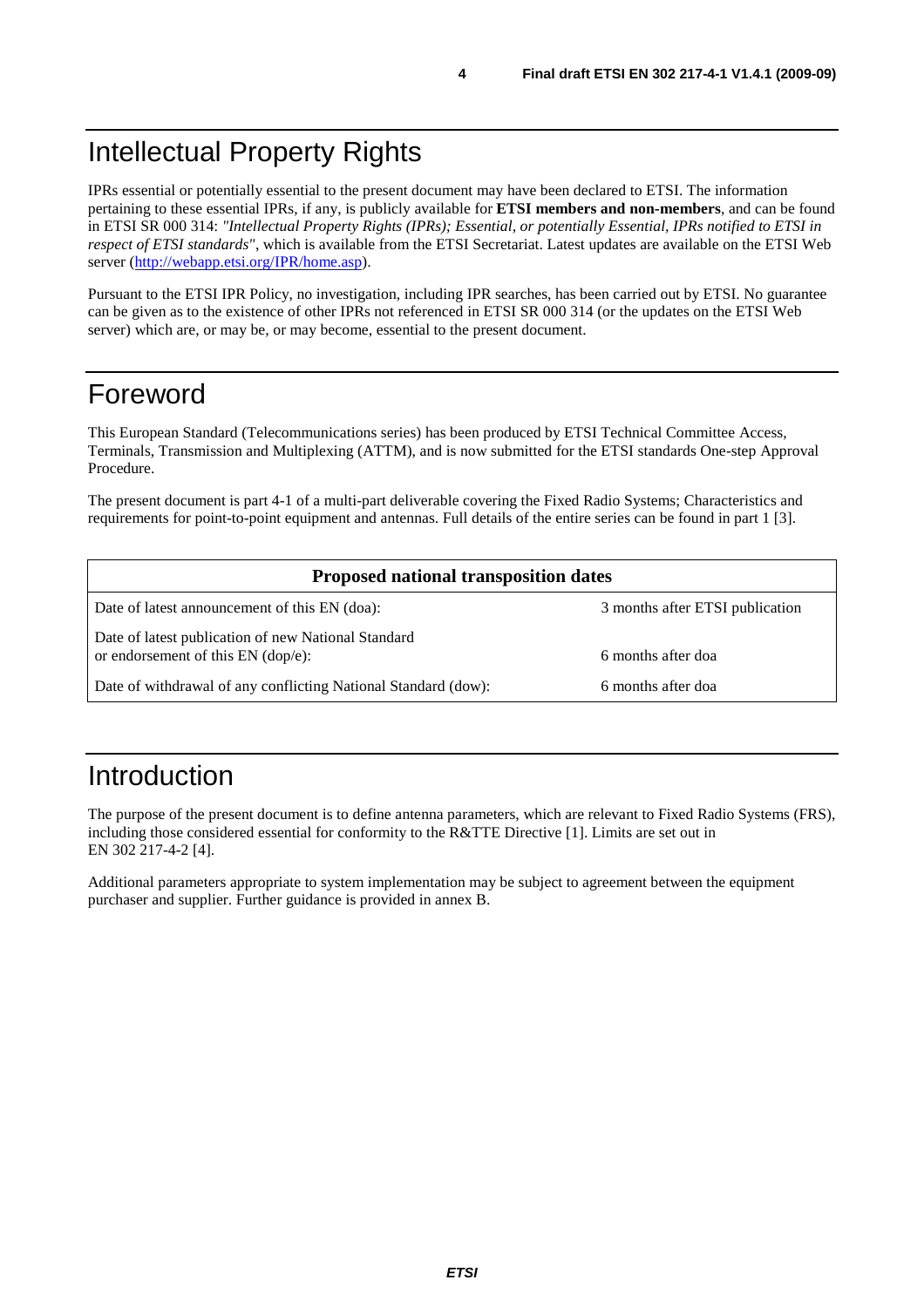# Intellectual Property Rights

IPRs essential or potentially essential to the present document may have been declared to ETSI. The information pertaining to these essential IPRs, if any, is publicly available for **ETSI members and non-members**, and can be found in ETSI SR 000 314: *"Intellectual Property Rights (IPRs); Essential, or potentially Essential, IPRs notified to ETSI in respect of ETSI standards"*, which is available from the ETSI Secretariat. Latest updates are available on the ETSI Web server (http://webapp.etsi.org/IPR/home.asp).

Pursuant to the ETSI IPR Policy, no investigation, including IPR searches, has been carried out by ETSI. No guarantee can be given as to the existence of other IPRs not referenced in ETSI SR 000 314 (or the updates on the ETSI Web server) which are, or may be, or may become, essential to the present document.

# Foreword

This European Standard (Telecommunications series) has been produced by ETSI Technical Committee Access, Terminals, Transmission and Multiplexing (ATTM), and is now submitted for the ETSI standards One-step Approval Procedure.

The present document is part 4-1 of a multi-part deliverable covering the Fixed Radio Systems; Characteristics and requirements for point-to-point equipment and antennas. Full details of the entire series can be found in part 1 [3].

| **Proposed national transposition dates** | |
|---|---|
| Date of latest announcement of this EN (doa): | 3 months after ETSI publication |
| Date of latest publication of new National Standard or endorsement of this EN (dop/e): | 6 months after doa |
| Date of withdrawal of any conflicting National Standard (dow): | 6 months after doa |

# Introduction

The purpose of the present document is to define antenna parameters, which are relevant to Fixed Radio Systems (FRS), including those considered essential for conformity to the R&TTE Directive [1]. Limits are set out in EN 302 217-4-2 [4].

Additional parameters appropriate to system implementation may be subject to agreement between the equipment purchaser and supplier. Further guidance is provided in annex B.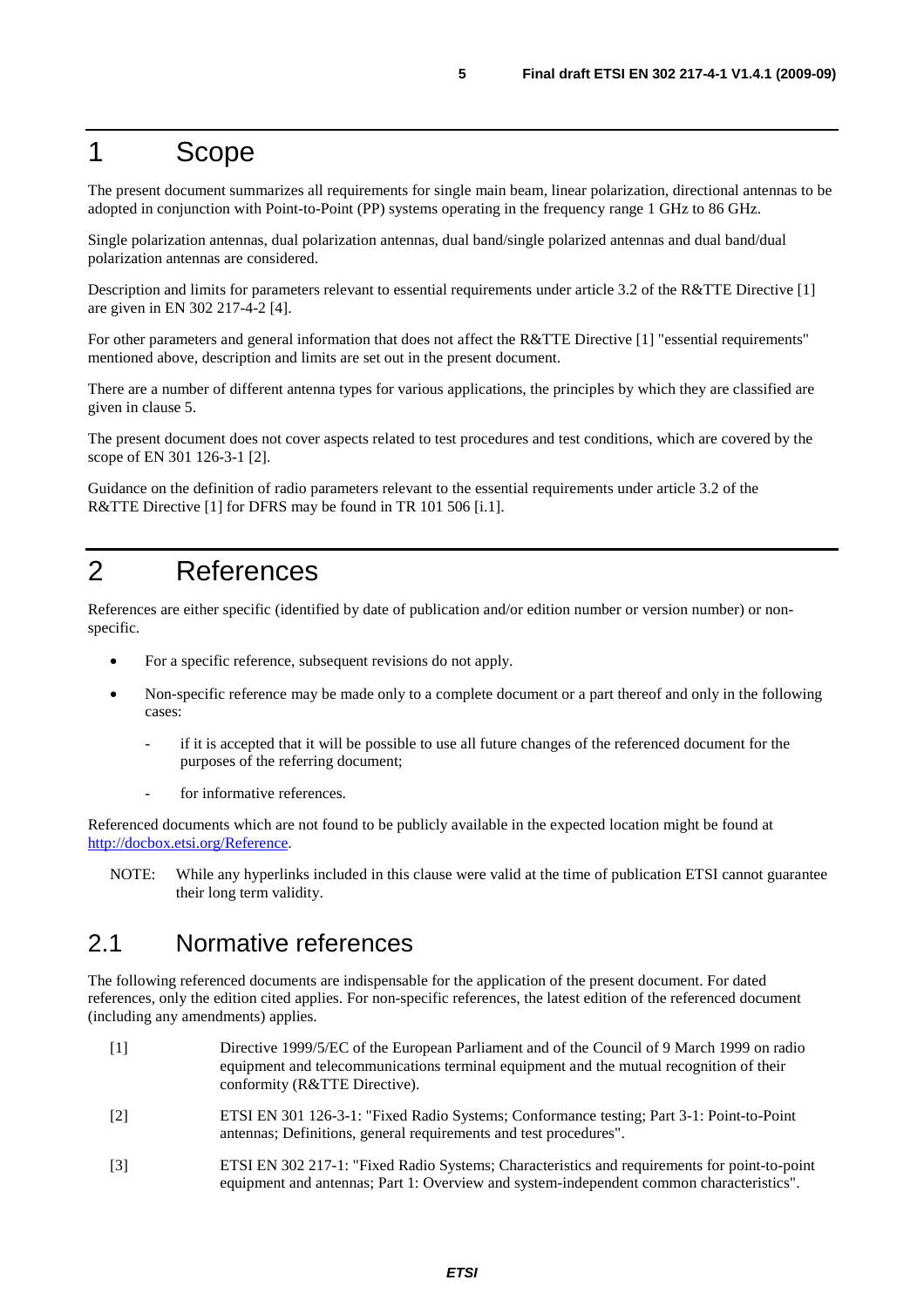# 1 Scope

The present document summarizes all requirements for single main beam, linear polarization, directional antennas to be adopted in conjunction with Point-to-Point (PP) systems operating in the frequency range 1 GHz to 86 GHz.

Single polarization antennas, dual polarization antennas, dual band/single polarized antennas and dual band/dual polarization antennas are considered.

Description and limits for parameters relevant to essential requirements under article 3.2 of the R&TTE Directive [1] are given in EN 302 217-4-2 [4].

For other parameters and general information that does not affect the R&TTE Directive [1] "essential requirements" mentioned above, description and limits are set out in the present document.

There are a number of different antenna types for various applications, the principles by which they are classified are given in clause 5.

The present document does not cover aspects related to test procedures and test conditions, which are covered by the scope of EN 301 126-3-1 [2].

Guidance on the definition of radio parameters relevant to the essential requirements under article 3.2 of the R&TTE Directive [1] for DFRS may be found in TR 101 506 [i.1].

# 2 References

References are either specific (identified by date of publication and/or edition number or version number) or non-specific.

- For a specific reference, subsequent revisions do not apply.
- Non-specific reference may be made only to a complete document or a part thereof and only in the following cases:
  - if it is accepted that it will be possible to use all future changes of the referenced document for the purposes of the referring document;
  - for informative references.

Referenced documents which are not found to be publicly available in the expected location might be found at http://docbox.etsi.org/Reference.

NOTE: While any hyperlinks included in this clause were valid at the time of publication ETSI cannot guarantee their long term validity.

## 2.1 Normative references

The following referenced documents are indispensable for the application of the present document. For dated references, only the edition cited applies. For non-specific references, the latest edition of the referenced document (including any amendments) applies.

[1] Directive 1999/5/EC of the European Parliament and of the Council of 9 March 1999 on radio equipment and telecommunications terminal equipment and the mutual recognition of their conformity (R&TTE Directive).

[2] ETSI EN 301 126-3-1: "Fixed Radio Systems; Conformance testing; Part 3-1: Point-to-Point antennas; Definitions, general requirements and test procedures".

[3] ETSI EN 302 217-1: "Fixed Radio Systems; Characteristics and requirements for point-to-point equipment and antennas; Part 1: Overview and system-independent common characteristics".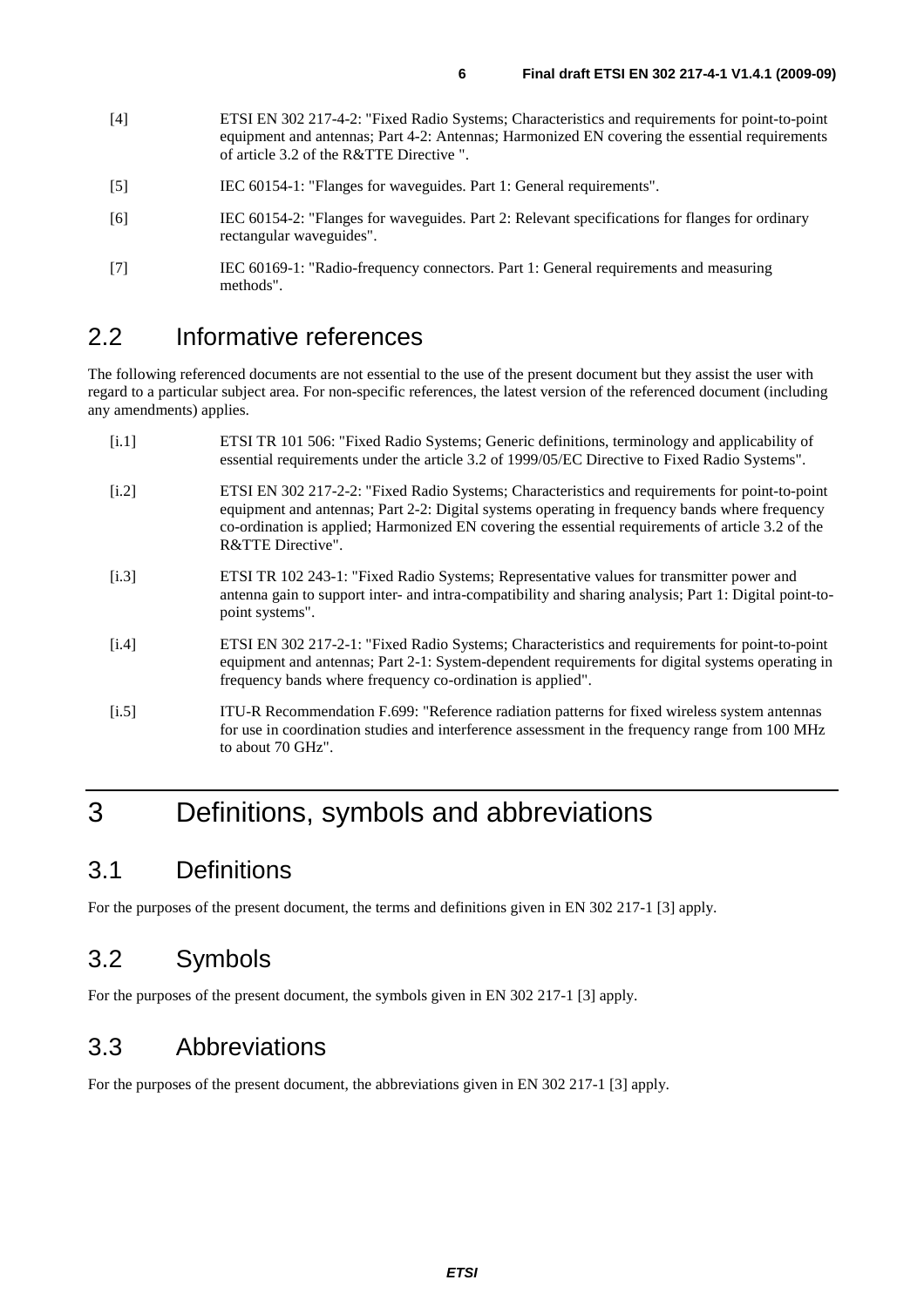[4] ETSI EN 302 217-4-2: "Fixed Radio Systems; Characteristics and requirements for point-to-point equipment and antennas; Part 4-2: Antennas; Harmonized EN covering the essential requirements of article 3.2 of the R&TTE Directive ".

[5] IEC 60154-1: "Flanges for waveguides. Part 1: General requirements".

[6] IEC 60154-2: "Flanges for waveguides. Part 2: Relevant specifications for flanges for ordinary rectangular waveguides".

[7] IEC 60169-1: "Radio-frequency connectors. Part 1: General requirements and measuring methods".

## 2.2 Informative references

The following referenced documents are not essential to the use of the present document but they assist the user with regard to a particular subject area. For non-specific references, the latest version of the referenced document (including any amendments) applies.

[i.1] ETSI TR 101 506: "Fixed Radio Systems; Generic definitions, terminology and applicability of essential requirements under the article 3.2 of 1999/05/EC Directive to Fixed Radio Systems".

[i.2] ETSI EN 302 217-2-2: "Fixed Radio Systems; Characteristics and requirements for point-to-point equipment and antennas; Part 2-2: Digital systems operating in frequency bands where frequency co-ordination is applied; Harmonized EN covering the essential requirements of article 3.2 of the R&TTE Directive".

[i.3] ETSI TR 102 243-1: "Fixed Radio Systems; Representative values for transmitter power and antenna gain to support inter- and intra-compatibility and sharing analysis; Part 1: Digital point-to-point systems".

[i.4] ETSI EN 302 217-2-1: "Fixed Radio Systems; Characteristics and requirements for point-to-point equipment and antennas; Part 2-1: System-dependent requirements for digital systems operating in frequency bands where frequency co-ordination is applied".

[i.5] ITU-R Recommendation F.699: "Reference radiation patterns for fixed wireless system antennas for use in coordination studies and interference assessment in the frequency range from 100 MHz to about 70 GHz".

# 3 Definitions, symbols and abbreviations

## 3.1 Definitions

For the purposes of the present document, the terms and definitions given in EN 302 217-1 [3] apply.

## 3.2 Symbols

For the purposes of the present document, the symbols given in EN 302 217-1 [3] apply.

## 3.3 Abbreviations

For the purposes of the present document, the abbreviations given in EN 302 217-1 [3] apply.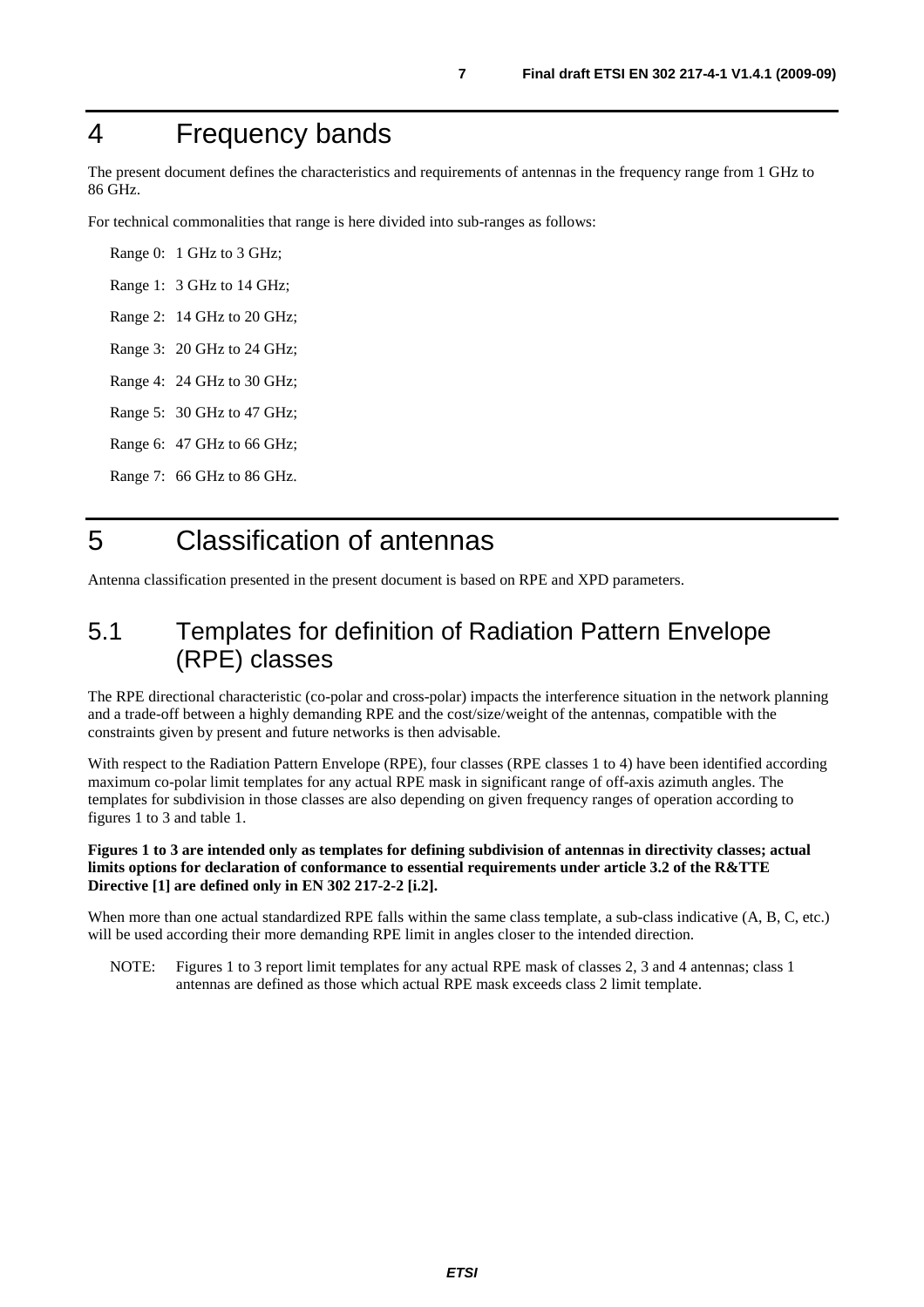# 4 Frequency bands

The present document defines the characteristics and requirements of antennas in the frequency range from 1 GHz to 86 GHz.

For technical commonalities that range is here divided into sub-ranges as follows:

Range 0: 1 GHz to 3 GHz;

Range 1: 3 GHz to 14 GHz;

Range 2: 14 GHz to 20 GHz;

Range 3: 20 GHz to 24 GHz;

Range 4: 24 GHz to 30 GHz;

Range 5: 30 GHz to 47 GHz;

Range 6: 47 GHz to 66 GHz;

Range 7: 66 GHz to 86 GHz.

# 5 Classification of antennas

Antenna classification presented in the present document is based on RPE and XPD parameters.

## 5.1 Templates for definition of Radiation Pattern Envelope (RPE) classes

The RPE directional characteristic (co-polar and cross-polar) impacts the interference situation in the network planning and a trade-off between a highly demanding RPE and the cost/size/weight of the antennas, compatible with the constraints given by present and future networks is then advisable.

With respect to the Radiation Pattern Envelope (RPE), four classes (RPE classes 1 to 4) have been identified according maximum co-polar limit templates for any actual RPE mask in significant range of off-axis azimuth angles. The templates for subdivision in those classes are also depending on given frequency ranges of operation according to figures 1 to 3 and table 1.

**Figures 1 to 3 are intended only as templates for defining subdivision of antennas in directivity classes; actual limits options for declaration of conformance to essential requirements under article 3.2 of the R&TTE Directive [1] are defined only in EN 302 217-2-2 [i.2].**

When more than one actual standardized RPE falls within the same class template, a sub-class indicative (A, B, C, etc.) will be used according their more demanding RPE limit in angles closer to the intended direction.

NOTE: Figures 1 to 3 report limit templates for any actual RPE mask of classes 2, 3 and 4 antennas; class 1 antennas are defined as those which actual RPE mask exceeds class 2 limit template.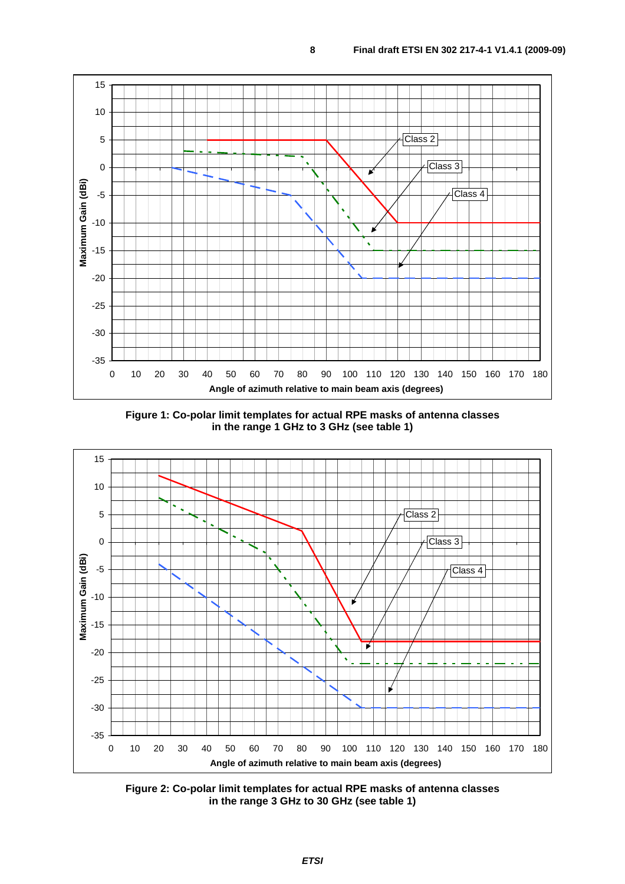Figure 1: Co-polar limit templates for actual RPE masks of antenna classes in the range 1 GHz to 3 GHz (see table 1)

Figure 2: Co-polar limit templates for actual RPE masks of antenna classes in the range 3 GHz to 30 GHz (see table 1)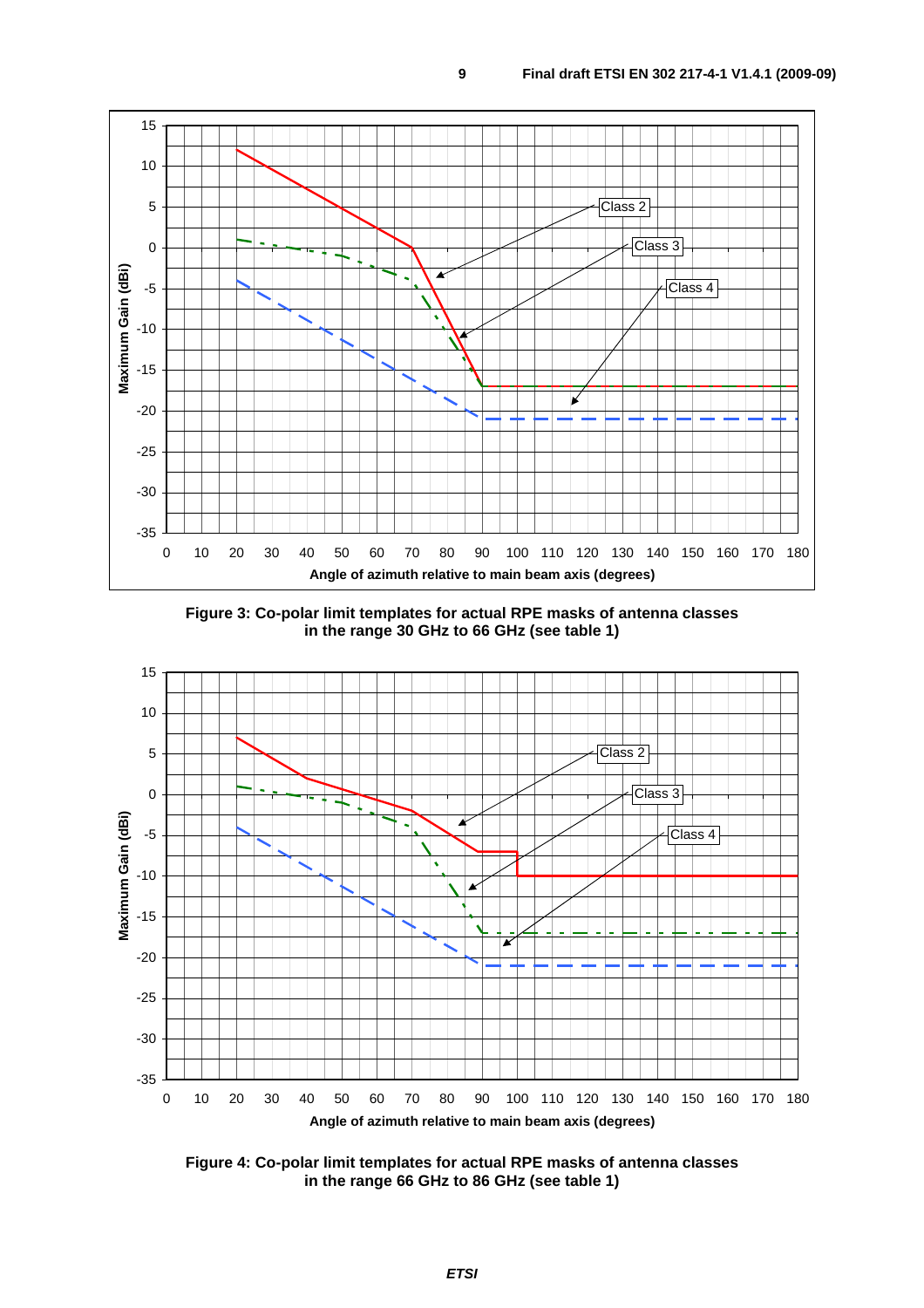Figure 3: Co-polar limit templates for actual RPE masks of antenna classes in the range 30 GHz to 66 GHz (see table 1)

Figure 4: Co-polar limit templates for actual RPE masks of antenna classes in the range 66 GHz to 86 GHz (see table 1)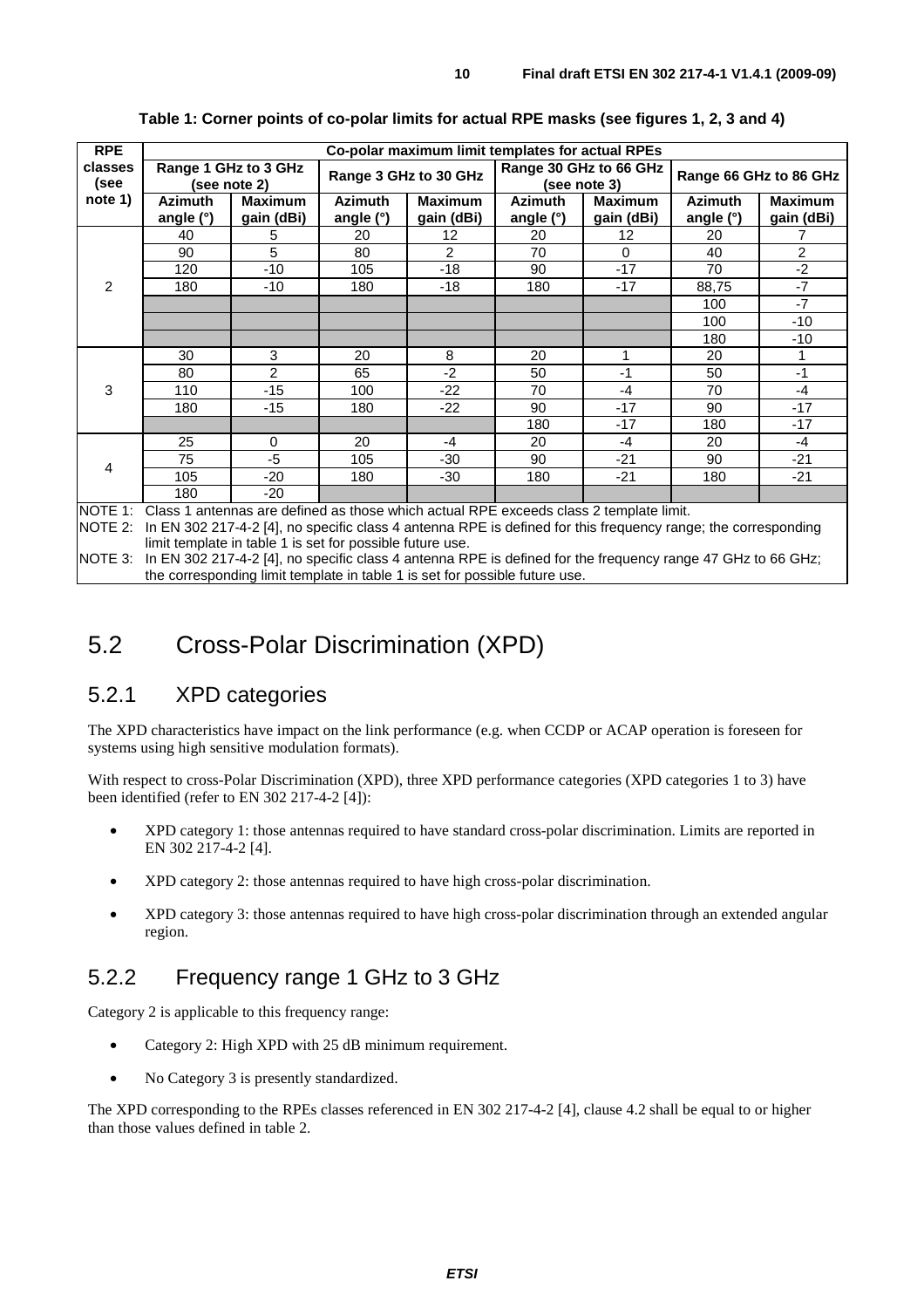**Table 1: Corner points of co-polar limits for actual RPE masks (see figures 1, 2, 3 and 4)**

| RPE classes (see note 1) | Co-polar maximum limit templates for actual RPEs | | | | | | | |
|---|---|---|---|---|---|---|---|---|
| | Range 1 GHz to 3 GHz (see note 2) | | Range 3 GHz to 30 GHz | | Range 30 GHz to 66 GHz (see note 3) | | Range 66 GHz to 86 GHz | |
| | Azimuth angle (°) | Maximum gain (dBi) | Azimuth angle (°) | Maximum gain (dBi) | Azimuth angle (°) | Maximum gain (dBi) | Azimuth angle (°) | Maximum gain (dBi) |
| 2 | 40 | 5 | 20 | 12 | 20 | 12 | 20 | 7 |
| | 90 | 5 | 80 | 2 | 70 | 0 | 40 | 2 |
| | 120 | -10 | 105 | -18 | 90 | -17 | 70 | -2 |
| | 180 | -10 | 180 | -18 | 180 | -17 | 88,75 | -7 |
| | | | | | | | 100 | -7 |
| | | | | | | | 100 | -10 |
| | | | | | | | 180 | -10 |
| 3 | 30 | 3 | 20 | 8 | 20 | 1 | 20 | 1 |
| | 80 | 2 | 65 | -2 | 50 | -1 | 50 | -1 |
| | 110 | -15 | 100 | -22 | 70 | -4 | 70 | -4 |
| | 180 | -15 | 180 | -22 | 90 | -17 | 90 | -17 |
| | | | | | 180 | -17 | 180 | -17 |
| 4 | 25 | 0 | 20 | -4 | 20 | -4 | 20 | -4 |
| | 75 | -5 | 105 | -30 | 90 | -21 | 90 | -21 |
| | 105 | -20 | 180 | -30 | 180 | -21 | 180 | -21 |
| | 180 | -20 | | | | | | |

NOTE 1: Class 1 antennas are defined as those which actual RPE exceeds class 2 template limit.

NOTE 2: In EN 302 217-4-2 [4], no specific class 4 antenna RPE is defined for this frequency range; the corresponding limit template in table 1 is set for possible future use.

NOTE 3: In EN 302 217-4-2 [4], no specific class 4 antenna RPE is defined for the frequency range 47 GHz to 66 GHz; the corresponding limit template in table 1 is set for possible future use.

## 5.2 Cross-Polar Discrimination (XPD)

### 5.2.1 XPD categories

The XPD characteristics have impact on the link performance (e.g. when CCDP or ACAP operation is foreseen for systems using high sensitive modulation formats).

With respect to cross-Polar Discrimination (XPD), three XPD performance categories (XPD categories 1 to 3) have been identified (refer to EN 302 217-4-2 [4]):

- XPD category 1: those antennas required to have standard cross-polar discrimination. Limits are reported in EN 302 217-4-2 [4].
- XPD category 2: those antennas required to have high cross-polar discrimination.
- XPD category 3: those antennas required to have high cross-polar discrimination through an extended angular region.

### 5.2.2 Frequency range 1 GHz to 3 GHz

Category 2 is applicable to this frequency range:

- Category 2: High XPD with 25 dB minimum requirement.
- No Category 3 is presently standardized.

The XPD corresponding to the RPEs classes referenced in EN 302 217-4-2 [4], clause 4.2 shall be equal to or higher than those values defined in table 2.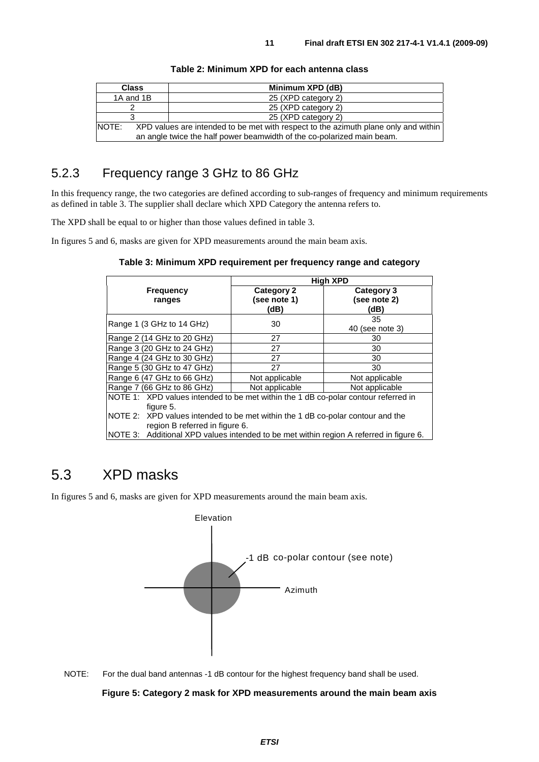**Table 2: Minimum XPD for each antenna class**

| Class | Minimum XPD (dB) |
| --- | --- |
| 1A and 1B | 25 (XPD category 2) |
| 2 | 25 (XPD category 2) |
| 3 | 25 (XPD category 2) |
| NOTE: XPD values are intended to be met with respect to the azimuth plane only and within an angle twice the half power beamwidth of the co-polarized main beam. | |

### 5.2.3 Frequency range 3 GHz to 86 GHz

In this frequency range, the two categories are defined according to sub-ranges of frequency and minimum requirements as defined in table 3. The supplier shall declare which XPD Category the antenna refers to.

The XPD shall be equal to or higher than those values defined in table 3.

In figures 5 and 6, masks are given for XPD measurements around the main beam axis.

**Table 3: Minimum XPD requirement per frequency range and category**

| Frequency ranges | High XPD | |
| --- | --- | --- |
| | Category 2 (see note 1) (dB) | Category 3 (see note 2) (dB) |
| Range 1 (3 GHz to 14 GHz) | 30 | 35<br>40 (see note 3) |
| Range 2 (14 GHz to 20 GHz) | 27 | 30 |
| Range 3 (20 GHz to 24 GHz) | 27 | 30 |
| Range 4 (24 GHz to 30 GHz) | 27 | 30 |
| Range 5 (30 GHz to 47 GHz) | 27 | 30 |
| Range 6 (47 GHz to 66 GHz) | Not applicable | Not applicable |
| Range 7 (66 GHz to 86 GHz) | Not applicable | Not applicable |
| NOTE 1: XPD values intended to be met within the 1 dB co-polar contour referred in figure 5.<br>NOTE 2: XPD values intended to be met within the 1 dB co-polar contour and the region B referred in figure 6.<br>NOTE 3: Additional XPD values intended to be met within region A referred in figure 6. | | |

## 5.3 XPD masks

In figures 5 and 6, masks are given for XPD measurements around the main beam axis.

Elevation

-1 dB co-polar contour (see note)

Azimuth

NOTE: For the dual band antennas -1 dB contour for the highest frequency band shall be used.

**Figure 5: Category 2 mask for XPD measurements around the main beam axis**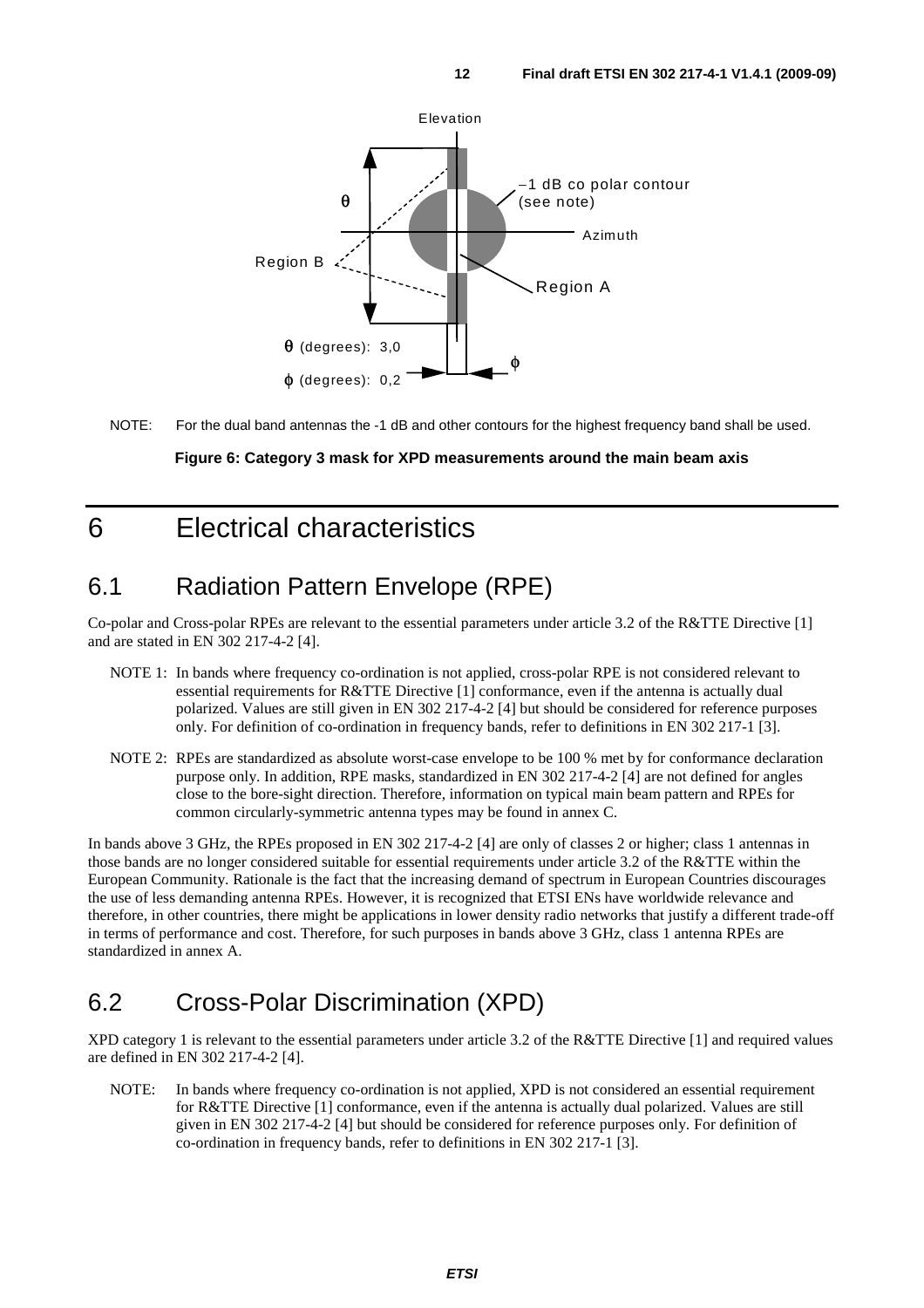NOTE: For the dual band antennas the -1 dB and other contours for the highest frequency band shall be used.

**Figure 6: Category 3 mask for XPD measurements around the main beam axis**

# 6 Electrical characteristics

## 6.1 Radiation Pattern Envelope (RPE)

Co-polar and Cross-polar RPEs are relevant to the essential parameters under article 3.2 of the R&TTE Directive [1] and are stated in EN 302 217-4-2 [4].

NOTE 1: In bands where frequency co-ordination is not applied, cross-polar RPE is not considered relevant to essential requirements for R&TTE Directive [1] conformance, even if the antenna is actually dual polarized. Values are still given in EN 302 217-4-2 [4] but should be considered for reference purposes only. For definition of co-ordination in frequency bands, refer to definitions in EN 302 217-1 [3].

NOTE 2: RPEs are standardized as absolute worst-case envelope to be 100 % met by for conformance declaration purpose only. In addition, RPE masks, standardized in EN 302 217-4-2 [4] are not defined for angles close to the bore-sight direction. Therefore, information on typical main beam pattern and RPEs for common circularly-symmetric antenna types may be found in annex C.

In bands above 3 GHz, the RPEs proposed in EN 302 217-4-2 [4] are only of classes 2 or higher; class 1 antennas in those bands are no longer considered suitable for essential requirements under article 3.2 of the R&TTE within the European Community. Rationale is the fact that the increasing demand of spectrum in European Countries discourages the use of less demanding antenna RPEs. However, it is recognized that ETSI ENs have worldwide relevance and therefore, in other countries, there might be applications in lower density radio networks that justify a different trade-off in terms of performance and cost. Therefore, for such purposes in bands above 3 GHz, class 1 antenna RPEs are standardized in annex A.

## 6.2 Cross-Polar Discrimination (XPD)

XPD category 1 is relevant to the essential parameters under article 3.2 of the R&TTE Directive [1] and required values are defined in EN 302 217-4-2 [4].

NOTE: In bands where frequency co-ordination is not applied, XPD is not considered an essential requirement for R&TTE Directive [1] conformance, even if the antenna is actually dual polarized. Values are still given in EN 302 217-4-2 [4] but should be considered for reference purposes only. For definition of co-ordination in frequency bands, refer to definitions in EN 302 217-1 [3].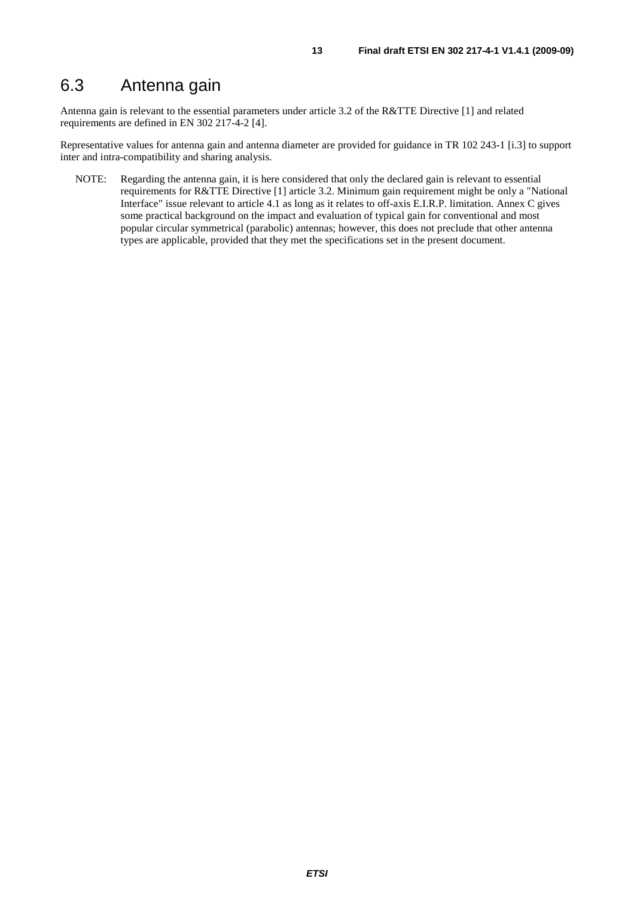## 6.3 Antenna gain

Antenna gain is relevant to the essential parameters under article 3.2 of the R&TTE Directive [1] and related requirements are defined in EN 302 217-4-2 [4].

Representative values for antenna gain and antenna diameter are provided for guidance in TR 102 243-1 [i.3] to support inter and intra-compatibility and sharing analysis.

NOTE: Regarding the antenna gain, it is here considered that only the declared gain is relevant to essential requirements for R&TTE Directive [1] article 3.2. Minimum gain requirement might be only a "National Interface" issue relevant to article 4.1 as long as it relates to off-axis E.I.R.P. limitation. Annex C gives some practical background on the impact and evaluation of typical gain for conventional and most popular circular symmetrical (parabolic) antennas; however, this does not preclude that other antenna types are applicable, provided that they met the specifications set in the present document.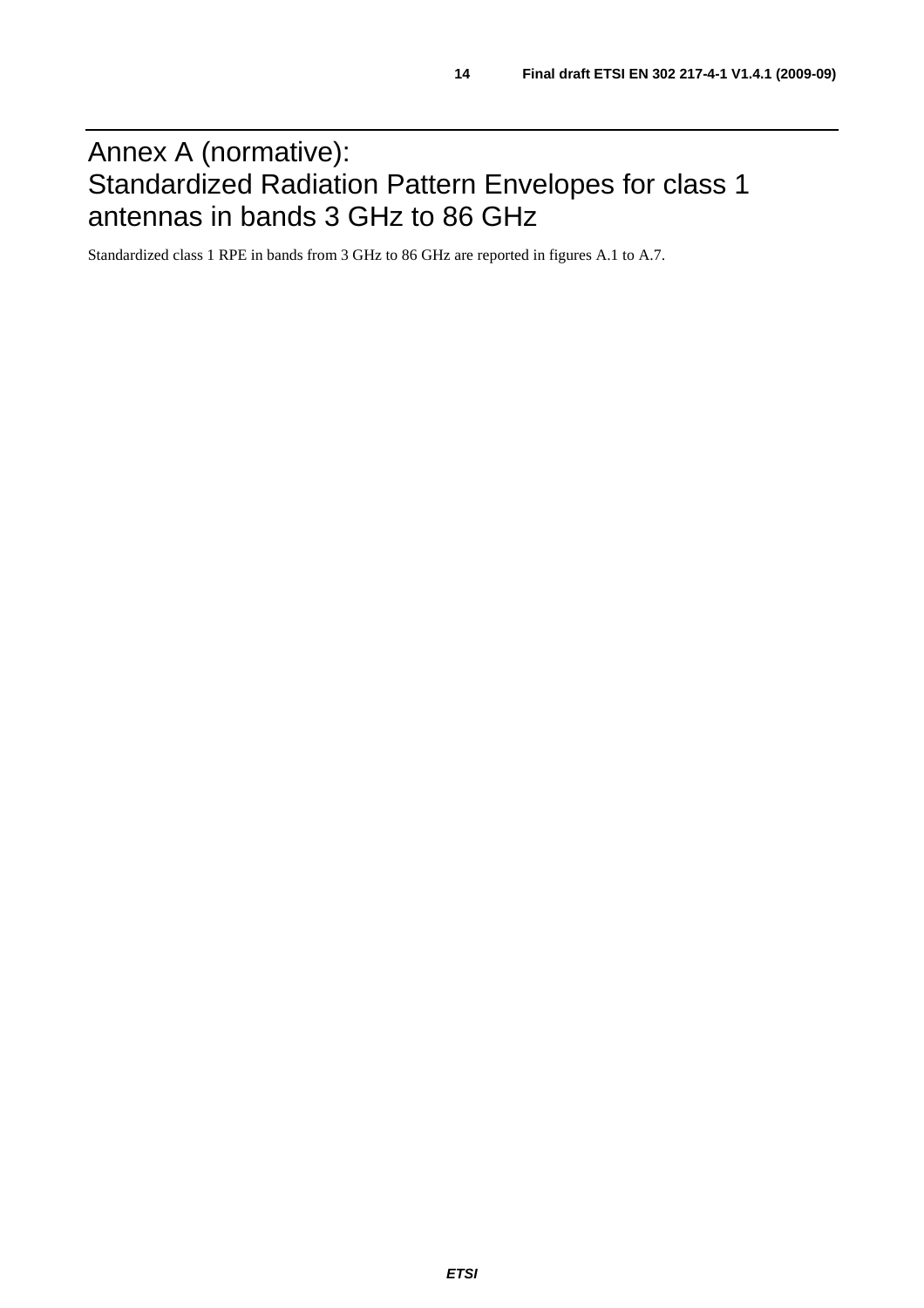# Annex A (normative): Standardized Radiation Pattern Envelopes for class 1 antennas in bands 3 GHz to 86 GHz

Standardized class 1 RPE in bands from 3 GHz to 86 GHz are reported in figures A.1 to A.7.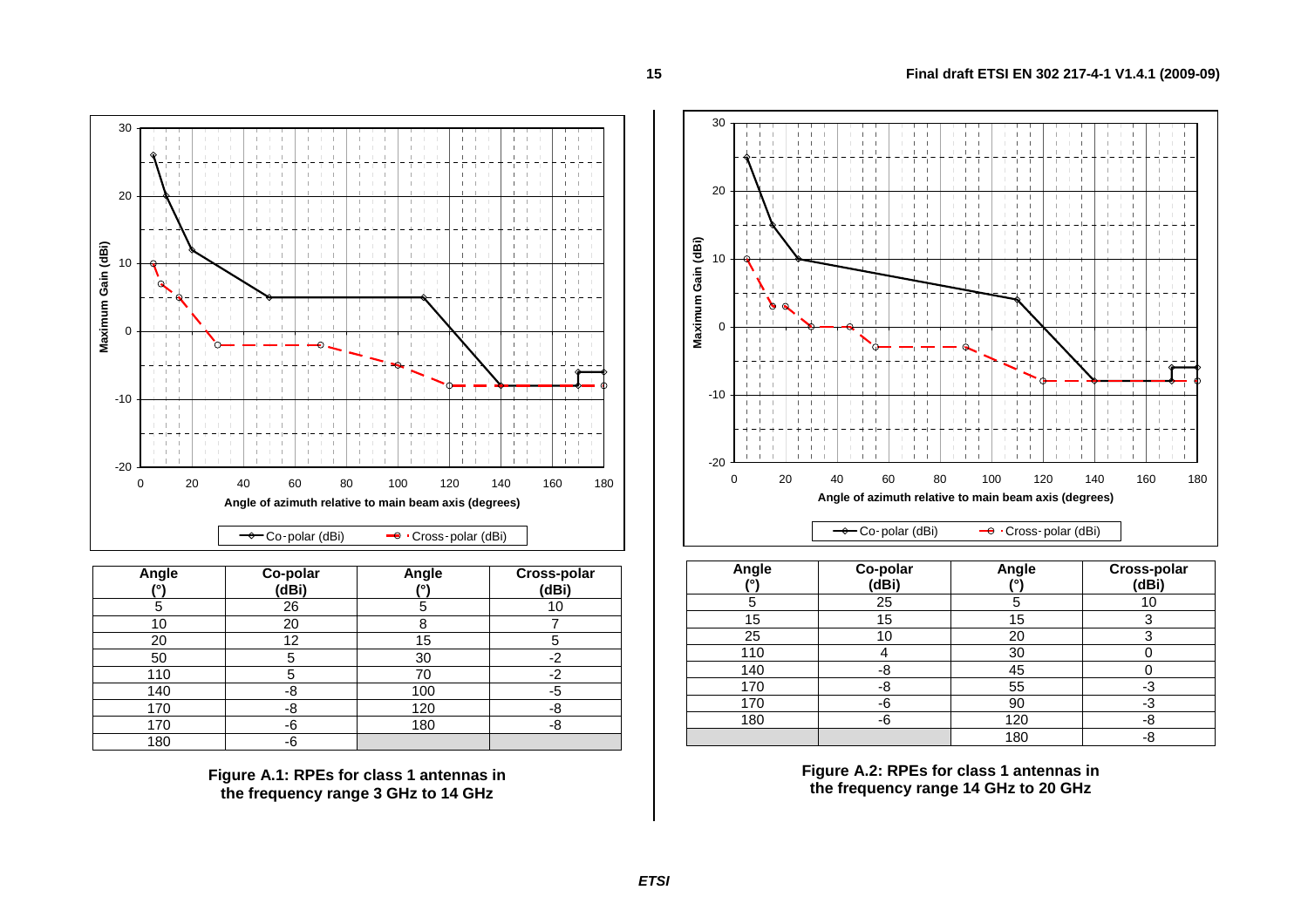| Angle (°) | Co-polar (dBi) | Angle (°) | Cross-polar (dBi) |
|---|---|---|---|
| 5 | 26 | 5 | 10 |
| 10 | 20 | 8 | 7 |
| 20 | 12 | 15 | 5 |
| 50 | 5 | 30 | -2 |
| 110 | 5 | 70 | -2 |
| 140 | -8 | 100 | -5 |
| 170 | -8 | 120 | -8 |
| 170 | -6 | 180 | -8 |
| 180 | -6 | | |

**Figure A.1: RPEs for class 1 antennas in the frequency range 3 GHz to 14 GHz**

| Angle (°) | Co-polar (dBi) | Angle (°) | Cross-polar (dBi) |
|---|---|---|---|
| 5 | 25 | 5 | 10 |
| 15 | 15 | 15 | 3 |
| 25 | 10 | 20 | 3 |
| 110 | 4 | 30 | 0 |
| 140 | -8 | 45 | 0 |
| 170 | -8 | 55 | -3 |
| 170 | -6 | 90 | -3 |
| 180 | -6 | 120 | -8 |
| | | 180 | -8 |

**Figure A.2: RPEs for class 1 antennas in the frequency range 14 GHz to 20 GHz**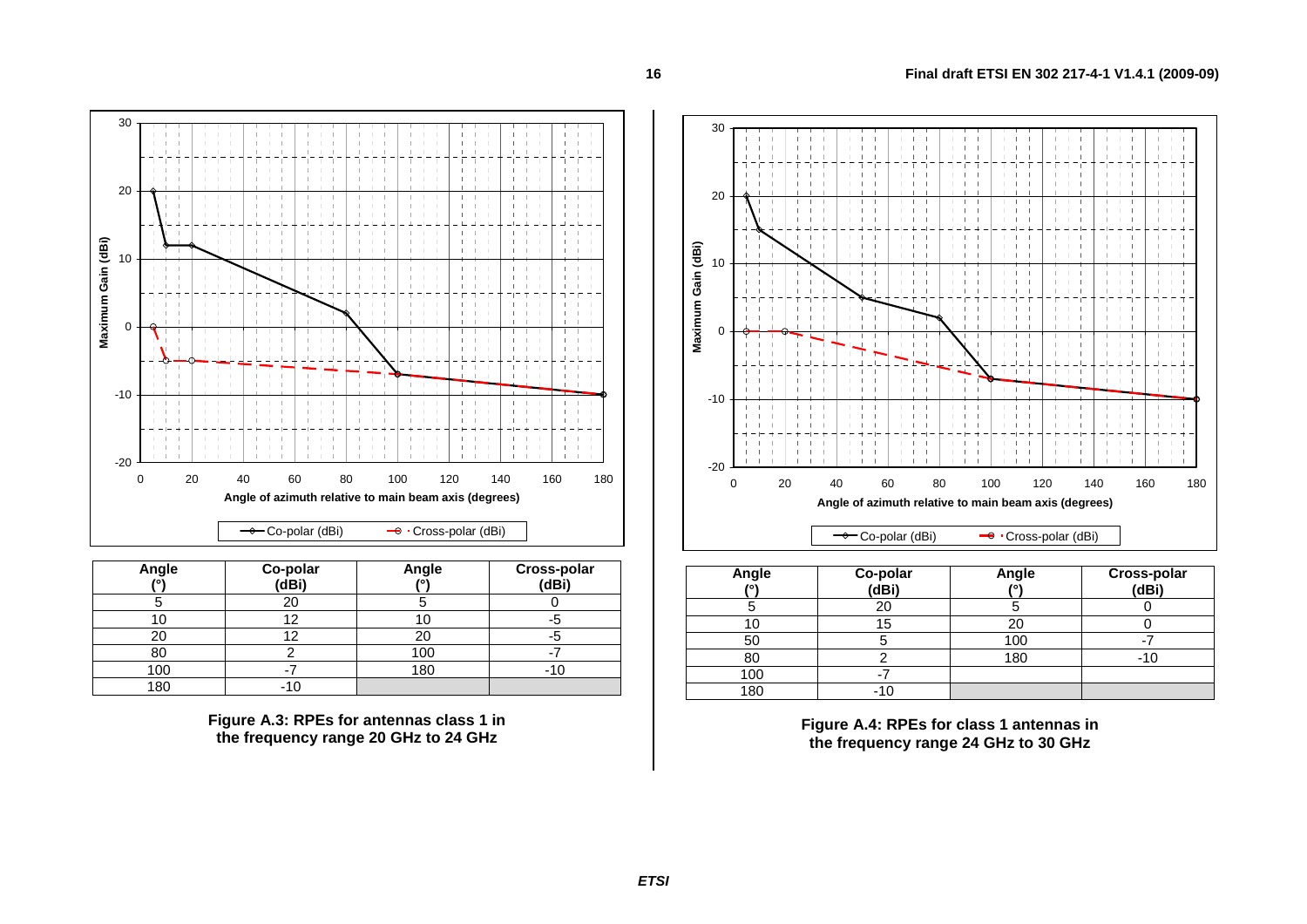| Angle (°) | Co-polar (dBi) | Angle (°) | Cross-polar (dBi) |
|---|---|---|---|
| 5 | 20 | 5 | 0 |
| 10 | 12 | 10 | -5 |
| 20 | 12 | 20 | -5 |
| 80 | 2 | 100 | -7 |
| 100 | -7 | 180 | -10 |
| 180 | -10 | | |

**Figure A.3: RPEs for antennas class 1 in the frequency range 20 GHz to 24 GHz**

| Angle (°) | Co-polar (dBi) | Angle (°) | Cross-polar (dBi) |
|---|---|---|---|
| 5 | 20 | 5 | 0 |
| 10 | 15 | 20 | 0 |
| 50 | 5 | 100 | -7 |
| 80 | 2 | 180 | -10 |
| 100 | -7 | | |
| 180 | -10 | | |

**Figure A.4: RPEs for class 1 antennas in the frequency range 24 GHz to 30 GHz**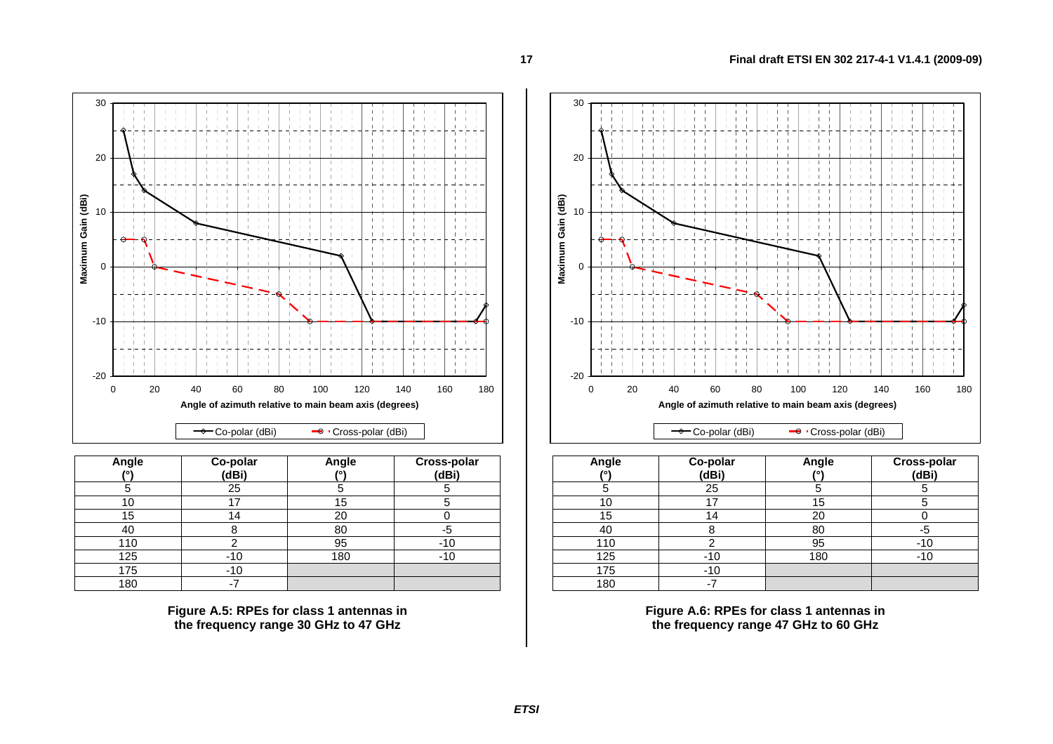| Angle (°) | Co-polar (dBi) | Angle (°) | Cross-polar (dBi) |
|---|---|---|---|
| 5 | 25 | 5 | 5 |
| 10 | 17 | 15 | 5 |
| 15 | 14 | 20 | 0 |
| 40 | 8 | 80 | -5 |
| 110 | 2 | 95 | -10 |
| 125 | -10 | 180 | -10 |
| 175 | -10 | | |
| 180 | -7 | | |

**Figure A.5: RPEs for class 1 antennas in the frequency range 30 GHz to 47 GHz**

| Angle (°) | Co-polar (dBi) | Angle (°) | Cross-polar (dBi) |
|---|---|---|---|
| 5 | 25 | 5 | 5 |
| 10 | 17 | 15 | 5 |
| 15 | 14 | 20 | 0 |
| 40 | 8 | 80 | -5 |
| 110 | 2 | 95 | -10 |
| 125 | -10 | 180 | -10 |
| 175 | -10 | | |
| 180 | -7 | | |

**Figure A.6: RPEs for class 1 antennas in the frequency range 47 GHz to 60 GHz**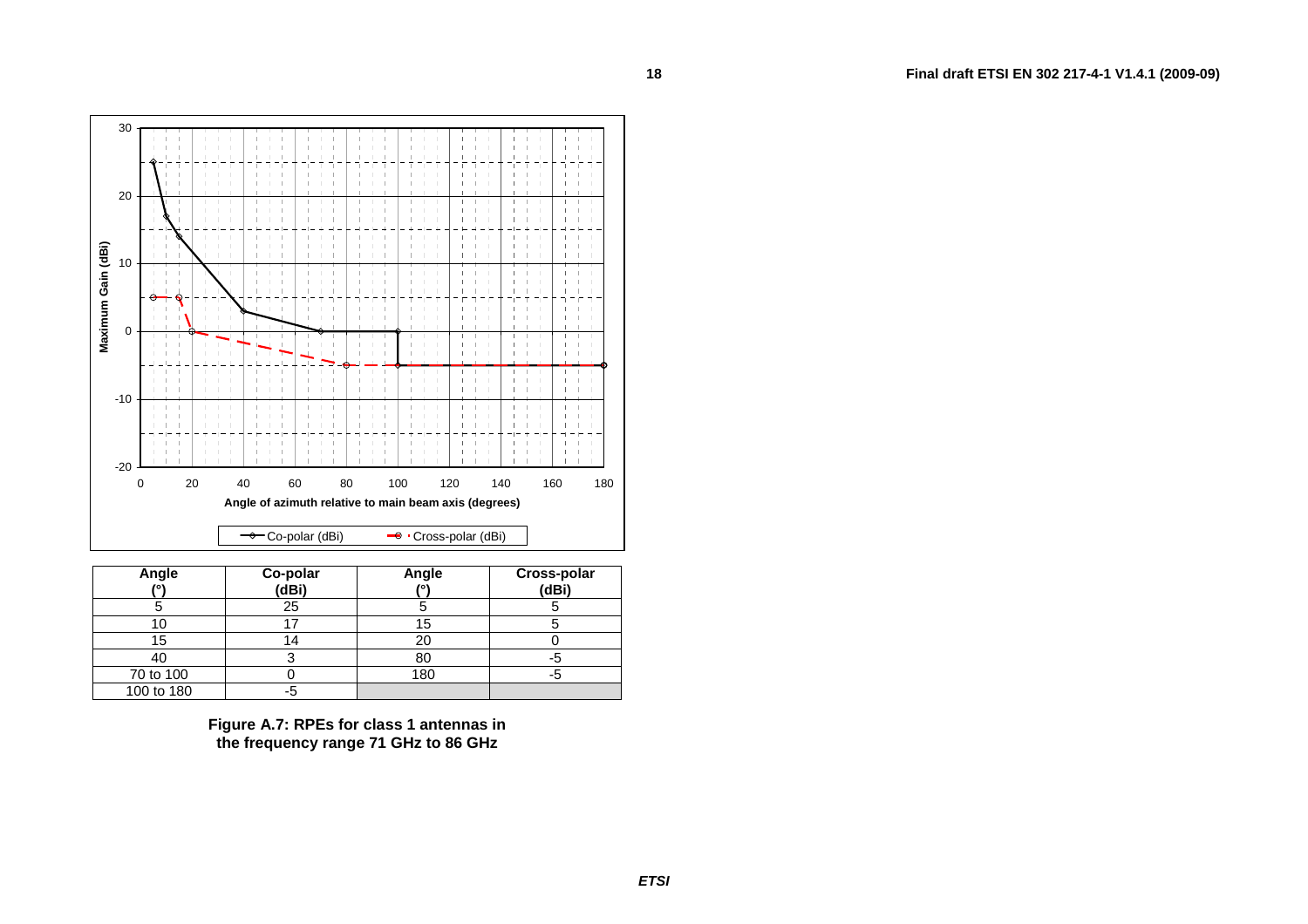| Angle (°) | Co-polar (dBi) | Angle (°) | Cross-polar (dBi) |
|---|---|---|---|
| 5 | 25 | 5 | 5 |
| 10 | 17 | 15 | 5 |
| 15 | 14 | 20 | 0 |
| 40 | 3 | 80 | -5 |
| 70 to 100 | 0 | 180 | -5 |
| 100 to 180 | -5 | | |

**Figure A.7: RPEs for class 1 antennas in the frequency range 71 GHz to 86 GHz**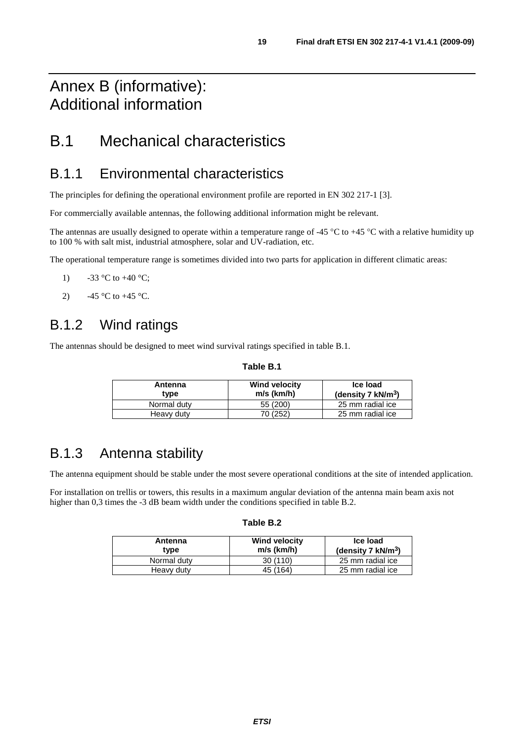# Annex B (informative): Additional information

## B.1 Mechanical characteristics

### B.1.1 Environmental characteristics

The principles for defining the operational environment profile are reported in EN 302 217-1 [3].

For commercially available antennas, the following additional information might be relevant.

The antennas are usually designed to operate within a temperature range of -45 °C to +45 °C with a relative humidity up to 100 % with salt mist, industrial atmosphere, solar and UV-radiation, etc.

The operational temperature range is sometimes divided into two parts for application in different climatic areas:

1) -33 °C to +40 °C;

2) -45 °C to +45 °C.

### B.1.2 Wind ratings

The antennas should be designed to meet wind survival ratings specified in table B.1.

**Table B.1**

| Antenna type | Wind velocity m/s (km/h) | Ice load (density 7 kN/m$^3$) |
|---|---|---|
| Normal duty | 55 (200) | 25 mm radial ice |
| Heavy duty | 70 (252) | 25 mm radial ice |

### B.1.3 Antenna stability

The antenna equipment should be stable under the most severe operational conditions at the site of intended application.

For installation on trellis or towers, this results in a maximum angular deviation of the antenna main beam axis not higher than 0,3 times the -3 dB beam width under the conditions specified in table B.2.

**Table B.2**

| Antenna type | Wind velocity m/s (km/h) | Ice load (density 7 kN/m$^3$) |
|---|---|---|
| Normal duty | 30 (110) | 25 mm radial ice |
| Heavy duty | 45 (164) | 25 mm radial ice |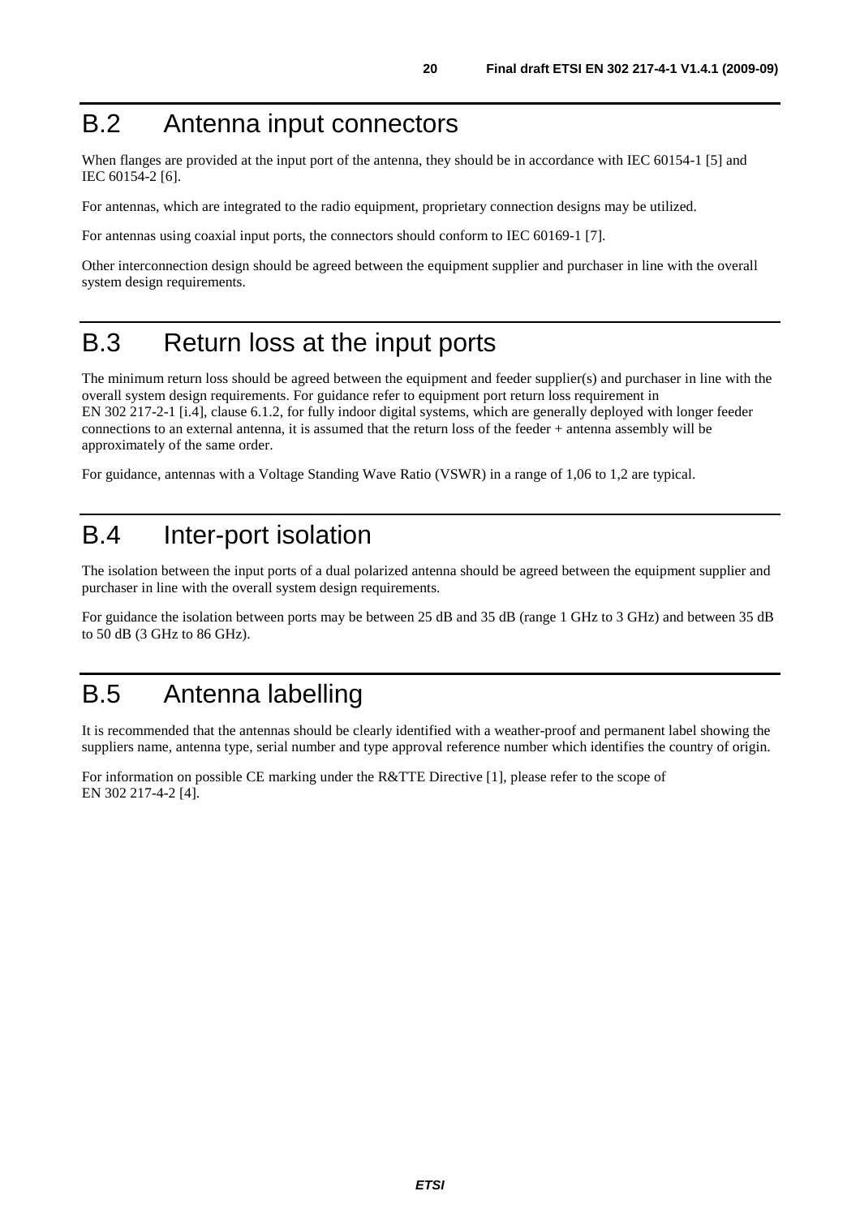# B.2 Antenna input connectors

When flanges are provided at the input port of the antenna, they should be in accordance with IEC 60154-1 [5] and IEC 60154-2 [6].

For antennas, which are integrated to the radio equipment, proprietary connection designs may be utilized.

For antennas using coaxial input ports, the connectors should conform to IEC 60169-1 [7].

Other interconnection design should be agreed between the equipment supplier and purchaser in line with the overall system design requirements.

# B.3 Return loss at the input ports

The minimum return loss should be agreed between the equipment and feeder supplier(s) and purchaser in line with the overall system design requirements. For guidance refer to equipment port return loss requirement in EN 302 217-2-1 [i.4], clause 6.1.2, for fully indoor digital systems, which are generally deployed with longer feeder connections to an external antenna, it is assumed that the return loss of the feeder + antenna assembly will be approximately of the same order.

For guidance, antennas with a Voltage Standing Wave Ratio (VSWR) in a range of 1,06 to 1,2 are typical.

# B.4 Inter-port isolation

The isolation between the input ports of a dual polarized antenna should be agreed between the equipment supplier and purchaser in line with the overall system design requirements.

For guidance the isolation between ports may be between 25 dB and 35 dB (range 1 GHz to 3 GHz) and between 35 dB to 50 dB (3 GHz to 86 GHz).

# B.5 Antenna labelling

It is recommended that the antennas should be clearly identified with a weather-proof and permanent label showing the suppliers name, antenna type, serial number and type approval reference number which identifies the country of origin.

For information on possible CE marking under the R&TTE Directive [1], please refer to the scope of EN 302 217-4-2 [4].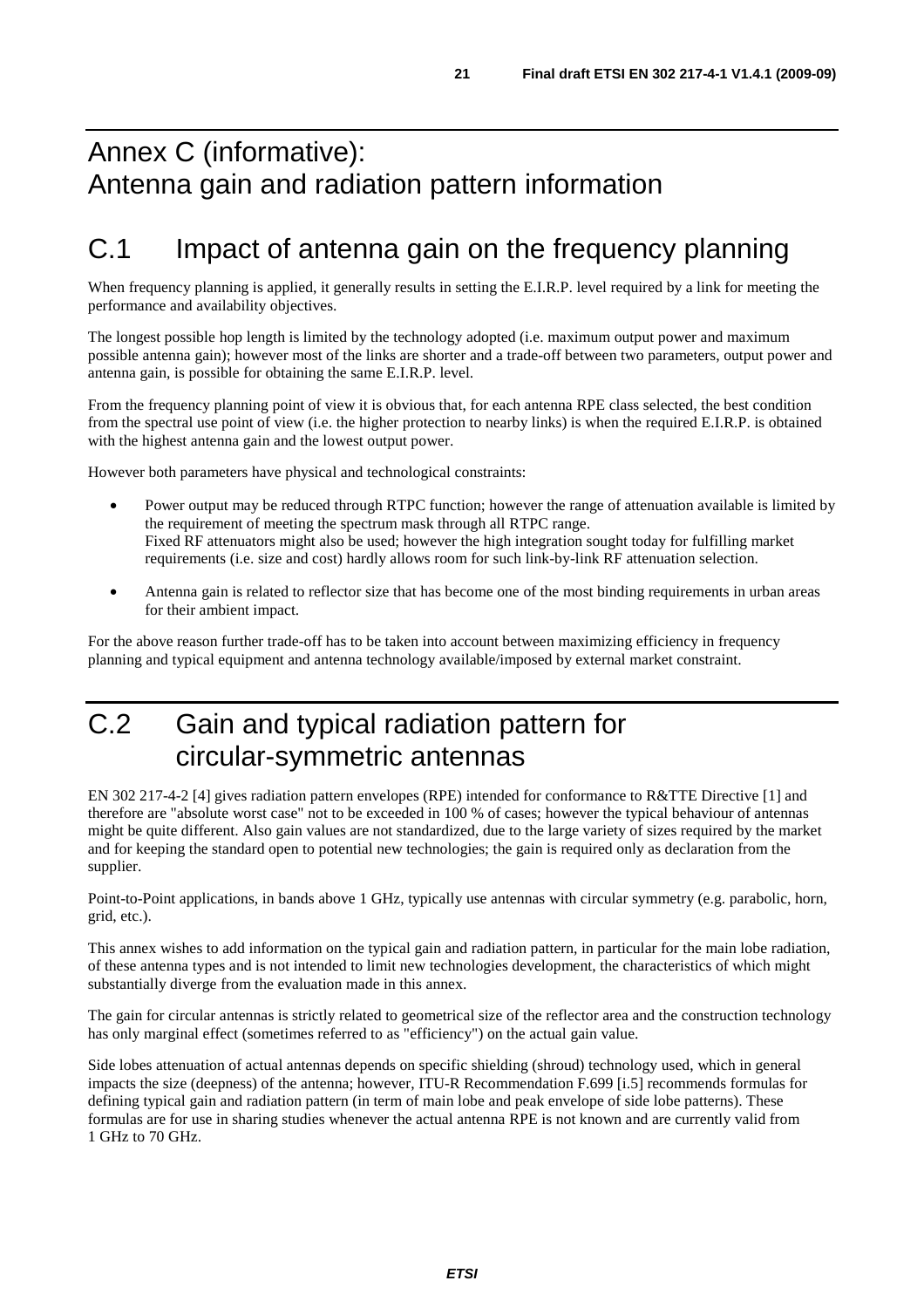# Annex C (informative): Antenna gain and radiation pattern information

## C.1 Impact of antenna gain on the frequency planning

When frequency planning is applied, it generally results in setting the E.I.R.P. level required by a link for meeting the performance and availability objectives.

The longest possible hop length is limited by the technology adopted (i.e. maximum output power and maximum possible antenna gain); however most of the links are shorter and a trade-off between two parameters, output power and antenna gain, is possible for obtaining the same E.I.R.P. level.

From the frequency planning point of view it is obvious that, for each antenna RPE class selected, the best condition from the spectral use point of view (i.e. the higher protection to nearby links) is when the required E.I.R.P. is obtained with the highest antenna gain and the lowest output power.

However both parameters have physical and technological constraints:

- Power output may be reduced through RTPC function; however the range of attenuation available is limited by the requirement of meeting the spectrum mask through all RTPC range.
  Fixed RF attenuators might also be used; however the high integration sought today for fulfilling market requirements (i.e. size and cost) hardly allows room for such link-by-link RF attenuation selection.
- Antenna gain is related to reflector size that has become one of the most binding requirements in urban areas for their ambient impact.

For the above reason further trade-off has to be taken into account between maximizing efficiency in frequency planning and typical equipment and antenna technology available/imposed by external market constraint.

## C.2 Gain and typical radiation pattern for circular-symmetric antennas

EN 302 217-4-2 [4] gives radiation pattern envelopes (RPE) intended for conformance to R&TTE Directive [1] and therefore are "absolute worst case" not to be exceeded in 100 % of cases; however the typical behaviour of antennas might be quite different. Also gain values are not standardized, due to the large variety of sizes required by the market and for keeping the standard open to potential new technologies; the gain is required only as declaration from the supplier.

Point-to-Point applications, in bands above 1 GHz, typically use antennas with circular symmetry (e.g. parabolic, horn, grid, etc.).

This annex wishes to add information on the typical gain and radiation pattern, in particular for the main lobe radiation, of these antenna types and is not intended to limit new technologies development, the characteristics of which might substantially diverge from the evaluation made in this annex.

The gain for circular antennas is strictly related to geometrical size of the reflector area and the construction technology has only marginal effect (sometimes referred to as "efficiency") on the actual gain value.

Side lobes attenuation of actual antennas depends on specific shielding (shroud) technology used, which in general impacts the size (deepness) of the antenna; however, ITU-R Recommendation F.699 [i.5] recommends formulas for defining typical gain and radiation pattern (in term of main lobe and peak envelope of side lobe patterns). These formulas are for use in sharing studies whenever the actual antenna RPE is not known and are currently valid from 1 GHz to 70 GHz.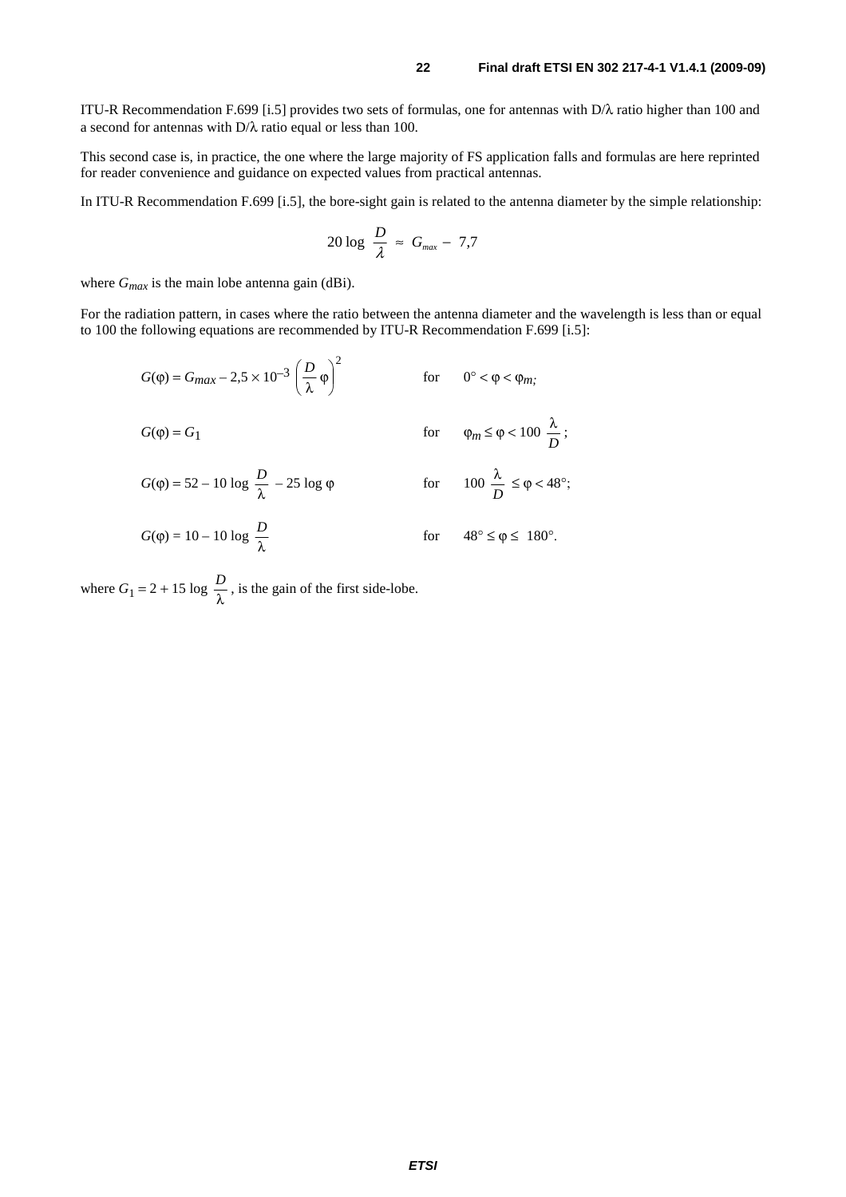ITU-R Recommendation F.699 [i.5] provides two sets of formulas, one for antennas with D/λ ratio higher than 100 and a second for antennas with D/λ ratio equal or less than 100.

This second case is, in practice, the one where the large majority of FS application falls and formulas are here reprinted for reader convenience and guidance on expected values from practical antennas.

In ITU-R Recommendation F.699 [i.5], the bore-sight gain is related to the antenna diameter by the simple relationship:

$$20 \log \frac{D}{\lambda} \approx G_{max} - 7{,}7$$

where $G_{max}$ is the main lobe antenna gain (dBi).

For the radiation pattern, in cases where the ratio between the antenna diameter and the wavelength is less than or equal to 100 the following equations are recommended by ITU-R Recommendation F.699 [i.5]:

$$G(\varphi) = G_{max} - 2{,}5 \times 10^{-3} \left(\frac{D}{\lambda}\varphi\right)^2 \quad \text{for} \quad 0° < \varphi < \varphi_m;$$

$$G(\varphi) = G_1 \quad \text{for} \quad \varphi_m \le \varphi < 100 \frac{\lambda}{D};$$

$$G(\varphi) = 52 - 10 \log \frac{D}{\lambda} - 25 \log \varphi \quad \text{for} \quad 100 \frac{\lambda}{D} \le \varphi < 48°;$$

$$G(\varphi) = 10 - 10 \log \frac{D}{\lambda} \quad \text{for} \quad 48° \le \varphi \le 180°.$$

where $G_1 = 2 + 15 \log \frac{D}{\lambda}$, is the gain of the first side-lobe.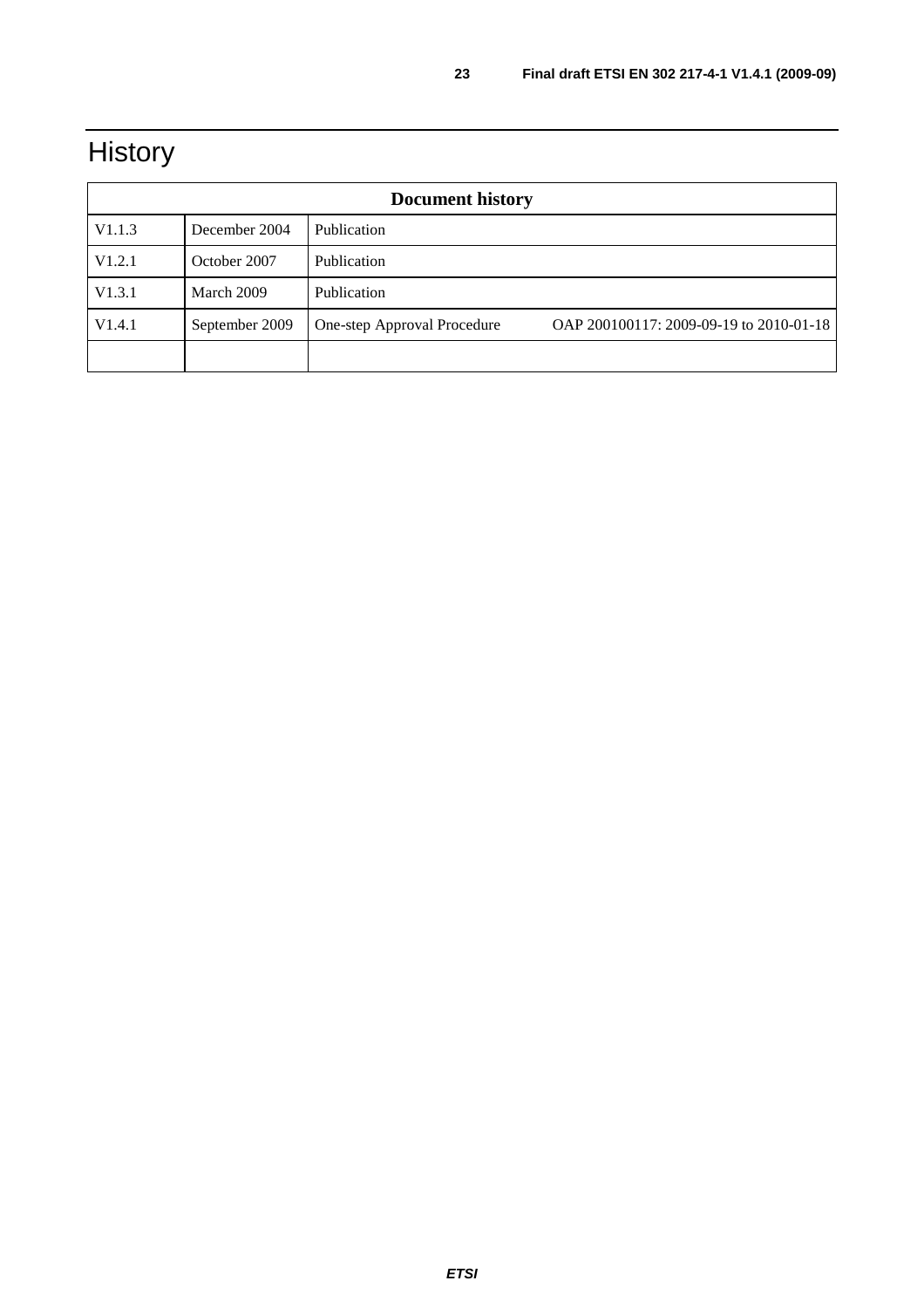# History

| Document history | | | |
|---|---|---|---|
| V1.1.3 | December 2004 | Publication | |
| V1.2.1 | October 2007 | Publication | |
| V1.3.1 | March 2009 | Publication | |
| V1.4.1 | September 2009 | One-step Approval Procedure | OAP 200100117: 2009-09-19 to 2010-01-18 |
| | | | |